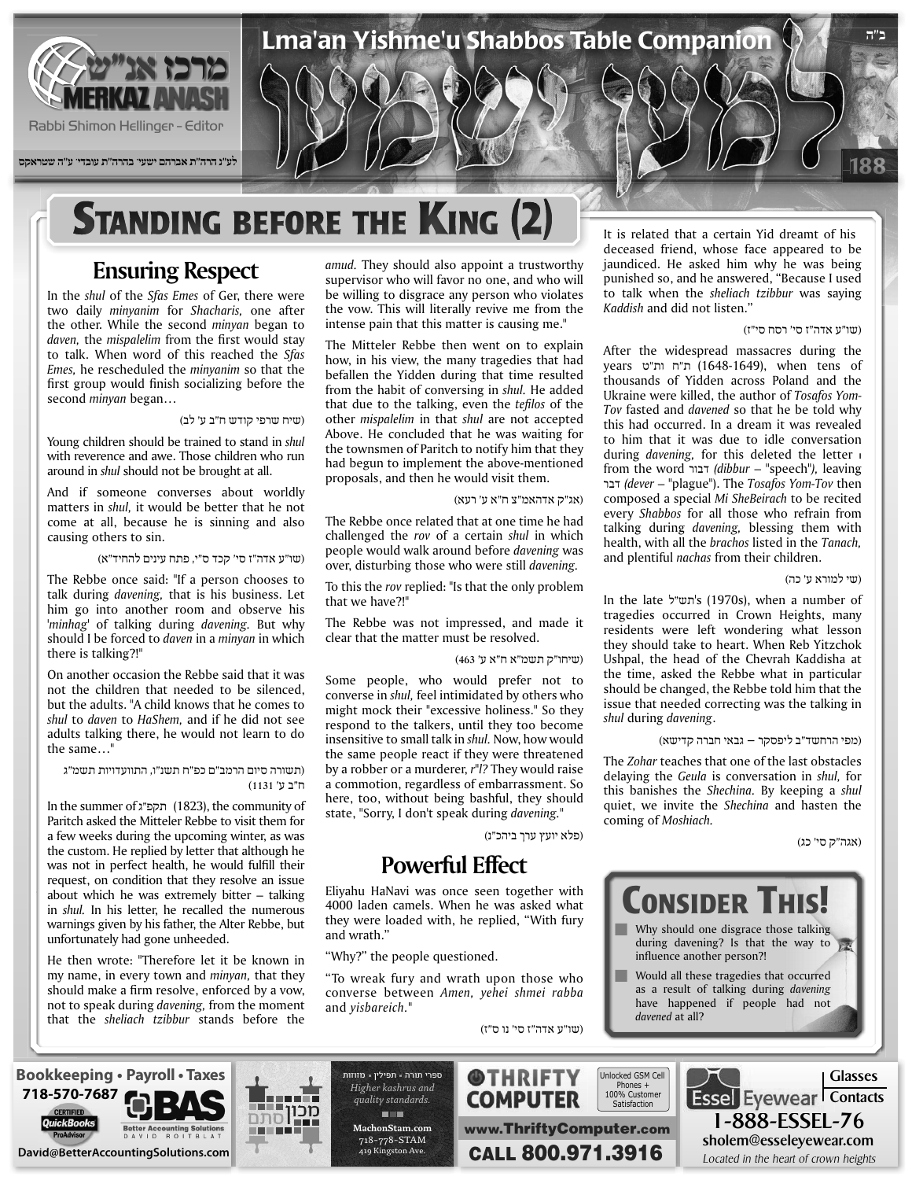# Standing before the King (2)

## Ensuring Respect

In the *shul* of the *Sfas Emes* of Ger, there were two daily *minyanim* for *Shacharis,* one after the other. While the second *minyan* began to *daven,* the *mispalelim* from the first would stay to talk. When word of this reached the *Sfas Emes,* he rescheduled the *minyanim* so that the first group would finish socializing before the second *minyan* began…

(שיח שרפי קודש ח"ב ע' לב)

Young children should be trained to stand in *shul* with reverence and awe. Those children who run around in *shul* should not be brought at all.

And if someone converses about worldly matters in *shul,* it would be better that he not come at all, because he is sinning and also causing others to sin.

(שו"ע אדה"ז סי' קכד ס"י, פתח עינים להחיד"א)

The Rebbe once said: "If a person chooses to talk during *davening,* that is his business. Let him go into another room and observe his '*minhag*' of talking during *davening.* But why should I be forced to *daven* in a *minyan* in which there is talking?!"

On another occasion the Rebbe said that it was not the children that needed to be silenced, but the adults. "A child knows that he comes to *shul* to *daven* to *HaShem,* and if he did not see adults talking there, he would not learn to do the same…"

(תשורה סיום הרמב"ם כפ"ח תשנ"ו, התוועדויות תשמ"ג ח"ב ע' 1131)

In the summer of תקפ"ג (1823), the community of Paritch asked the Mitteler Rebbe to visit them for a few weeks during the upcoming winter, as was the custom. He replied by letter that although he was not in perfect health, he would fulfill their request, on condition that they resolve an issue about which he was extremely bitter – talking in *shul.* In his letter, he recalled the numerous warnings given by his father, the Alter Rebbe, but unfortunately had gone unheeded.

He then wrote: "Therefore let it be known in my name, in every town and *minyan,* that they should make a firm resolve, enforced by a vow, not to speak during *davening,* from the moment that the *sheliach tzibbur* stands before the *amud.* They should also appoint a trustworthy supervisor who will favor no one, and who will be willing to disgrace any person who violates the vow. This will literally revive me from the intense pain that this matter is causing me."

The Mitteler Rebbe then went on to explain how, in his view, the many tragedies that had befallen the Yidden during that time resulted from the habit of conversing in *shul.* He added that due to the talking, even the *tefilos* of the other *mispalelim* in that *shul* are not accepted Above. He concluded that he was waiting for the townsmen of Paritch to notify him that they had begun to implement the above-mentioned proposals, and then he would visit them.

(אג"ק אדהאמ"צ ח"א ע' רעא)

The Rebbe once related that at one time he had challenged the *rov* of a certain *shul* in which people would walk around before *davening* was over, disturbing those who were still *davening.*

To this the *rov* replied: "Is that the only problem that we have?!"

The Rebbe was not impressed, and made it clear that the matter must be resolved.

(שיחו"ק תשמ"א ח"א ע' 463)

Some people, who would prefer not to converse in *shul,* feel intimidated by others who might mock their "excessive holiness." So they respond to the talkers, until they too become insensitive to small talk in *shul.* Now, how would the same people react if they were threatened by a robber or a murderer, *r"l?* They would raise a commotion, regardless of embarrassment. So here, too, without being bashful, they should state, "Sorry, I don't speak during *davening.*"

(פלא יועץ ערך ביהכ"נ)

## Powerful Effect

Eliyahu HaNavi was once seen together with 4000 laden camels. When he was asked what they were loaded with, he replied, "With fury and wrath."

"Why?" the people questioned.

"To wreak fury and wrath upon those who converse between *Amen, yehei shmei rabba* and *yisbareich.*"

(שו"ע אדה"ז סי' נו ס"ז)

It is related that a certain Yid dreamt of his deceased friend, whose face appeared to be jaundiced. He asked him why he was being punished so, and he answered, "Because I used to talk when the *sheliach tzibbur* was saying *Kaddish* and did not listen."

(שו"ע אדה"ז סי' רסח סי"ז)

After the widespread massacres during the years ת"ח ות"ט (1648-1649), when tens of thousands of Yidden across Poland and the Ukraine were killed, the author of *Tosafos Yom-Tov* fasted and *davened* so that he be told why this had occurred. In a dream it was revealed to him that it was due to idle conversation during *davening,* for this deleted the letter ו from the word דבור *(dibbur* – "speech"*),* leaving דבר *(dever* – "plague"). The *Tosafos Yom-Tov* then composed a special *Mi SheBeirach* to be recited every *Shabbos* for all those who refrain from talking during *davening,* blessing them with health, with all the *brachos* listed in the *Tanach,* and plentiful *nachas* from their children.

(שי למורא ע' כה)

In the late תש"ל's (1970s), when a number of tragedies occurred in Crown Heights, many residents were left wondering what lesson they should take to heart. When Reb Yitzchok Ushpal, the head of the Chevrah Kaddisha at the time, asked the Rebbe what in particular should be changed, the Rebbe told him that the issue that needed correcting was the talking in *shul* during *davening*.

(מפי הרחשד"ב ליפסקר – גבאי חברה קדישא)

The *Zohar* teaches that one of the last obstacles delaying the *Geula* is conversation in *shul,* for this banishes the *Shechina.* By keeping a *shul* quiet, we invite the *Shechina* and hasten the coming of *Moshiach.*

(אגה"ק סי' כג)

## Consider This!

- Why should one disgrace those talking during davening? Is that the way to influence another person?!
- Would all these tragedies that occurred as a result of talking during *davening* have happened if people had not *davened* at all?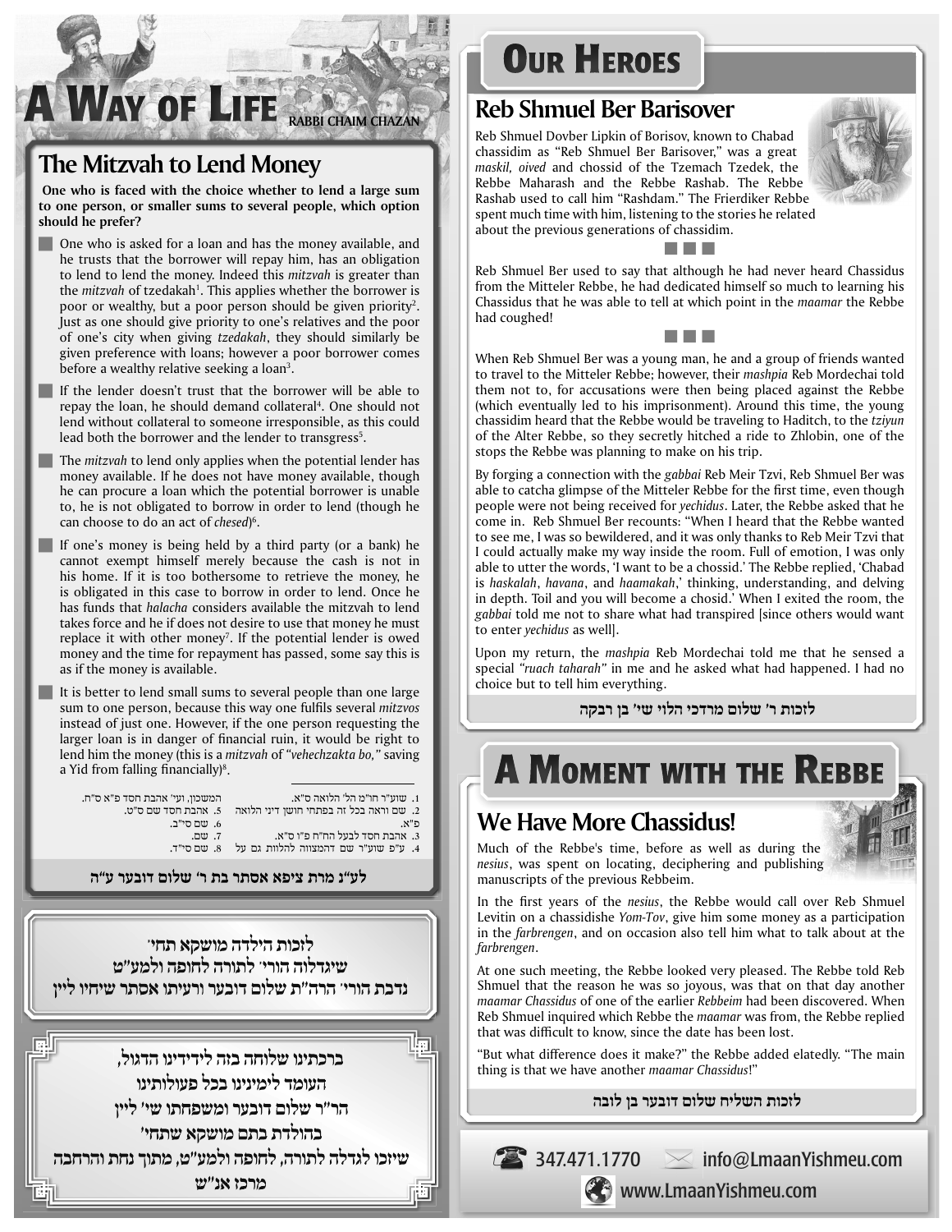# A Way of Life

RABBI CHAIM CHAZAN

## The Mitzvah to Lend Money

**One who is faced with the choice whether to lend a large sum to one person, or smaller sums to several people, which option should he prefer?**

- One who is asked for a loan and has the money available, and he trusts that the borrower will repay him, has an obligation to lend to lend the money. Indeed this *mitzvah* is greater than the *mitzvah* of tzedakah[1]. This applies whether the borrower is poor or wealthy, but a poor person should be given priority[2]. Just as one should give priority to one's relatives and the poor of one's city when giving *tzedakah*, they should similarly be given preference with loans; however a poor borrower comes before a wealthy relative seeking a loan[3].
- If the lender doesn't trust that the borrower will be able to repay the loan, he should demand collateral[4]. One should not lend without collateral to someone irresponsible, as this could lead both the borrower and the lender to transgress[5].
- The *mitzvah* to lend only applies when the potential lender has money available. If he does not have money available, though he can procure a loan which the potential borrower is unable to, he is not obligated to borrow in order to lend (though he can choose to do an act of *chesed*)[6].
- If one's money is being held by a third party (or a bank) he cannot exempt himself merely because the cash is not in his home. If it is too bothersome to retrieve the money, he is obligated in this case to borrow in order to lend. Once he has funds that *halacha* considers available the mitzvah to lend takes force and he if does not desire to use that money he must replace it with other money[7]. If the potential lender is owed money and the time for repayment has passed, some say this is as if the money is available.
- It is better to lend small sums to several people than one large sum to one person, because this way one fulfils several *mitzvos* instead of just one. However, if the one person requesting the larger loan is in danger of financial ruin, it would be right to lend him the money (this is a *mitzvah* of *"vehechzakta bo,"* saving a Yid from falling financially)[8].

1. שוע"ר חו"מ הל' הלואה ס"א.
2. שם וראה בכל זה בפתחי חושן דיני הלואה פ"א.
3. אהבת חסד לבעל הח"ח פ"ו ס"א.
4. ע"פ שוע"ר שם דהמצווה להלוות גם על המשכון, ועי' אהבת חסד פ"א ס"ח.
5. אהבת חסד שם ס"ט.
6. שם סי"ב.
7. שם.
8. שם סי"ד.

**לע"נ מרת ציפא אסתר בת ר' שלום דובער ע"ה**

**לזכות הילדה מושקא תחי'**
**שיגדלוה הורי' לתורה לחופה ולמע"ט**
**נדבת הורי' הרה"ת שלום דובער ורעיתו אסתר שיחיו לייו**

**ברכתינו שלוחה בזה לידידינו הדגול,**
**העומד לימינינו בכל פעולותינו**
**הר"ר שלום דובער ומשפחתו שי' לייו**
**בהולדת בתם מושקא שתחי'**
**שיזכו לגדלה לתורה, לחופה ולמע"ט, מתוך נחת והרחבה**
**מרכז אנ"ש**

# Our Heroes

## Reb Shmuel Ber Barisover

Reb Shmuel Dovber Lipkin of Borisov, known to Chabad chassidim as "Reb Shmuel Ber Barisover," was a great *maskil, oived* and chossid of the Tzemach Tzedek, the Rebbe Maharash and the Rebbe Rashab. The Rebbe Rashab used to call him "Rashdam." The Frierdiker Rebbe spent much time with him, listening to the stories he related about the previous generations of chassidim.

■ ■ ■

Reb Shmuel Ber used to say that although he had never heard Chassidus from the Mitteler Rebbe, he had dedicated himself so much to learning his Chassidus that he was able to tell at which point in the *maamar* the Rebbe had coughed!

■ ■ ■

When Reb Shmuel Ber was a young man, he and a group of friends wanted to travel to the Mitteler Rebbe; however, their *mashpia* Reb Mordechai told them not to, for accusations were then being placed against the Rebbe (which eventually led to his imprisonment). Around this time, the young chassidim heard that the Rebbe would be traveling to Haditch, to the *tziyun* of the Alter Rebbe, so they secretly hitched a ride to Zhlobin, one of the stops the Rebbe was planning to make on his trip.

By forging a connection with the *gabbai* Reb Meir Tzvi, Reb Shmuel Ber was able to catcha glimpse of the Mitteler Rebbe for the first time, even though people were not being received for *yechidus*. Later, the Rebbe asked that he come in. Reb Shmuel Ber recounts: "When I heard that the Rebbe wanted to see me, I was so bewildered, and it was only thanks to Reb Meir Tzvi that I could actually make my way inside the room. Full of emotion, I was only able to utter the words, 'I want to be a chossid.' The Rebbe replied, 'Chabad is *haskalah*, *havana*, and *haamakah*,' thinking, understanding, and delving in depth. Toil and you will become a chosid.' When I exited the room, the *gabbai* told me not to share what had transpired [since others would want to enter *yechidus* as well].

Upon my return, the *mashpia* Reb Mordechai told me that he sensed a special *"ruach taharah"* in me and he asked what had happened. I had no choice but to tell him everything.

**לזכות ר' שלום מרדכי הלוי שי' בן רבקה**

# A Moment with the Rebbe

## We Have More Chassidus!

Much of the Rebbe's time, before as well as during the *nesius*, was spent on locating, deciphering and publishing manuscripts of the previous Rebbeim.

In the first years of the *nesius*, the Rebbe would call over Reb Shmuel Levitin on a chassidishe *Yom-Tov*, give him some money as a participation in the *farbrengen*, and on occasion also tell him what to talk about at the *farbrengen*.

At one such meeting, the Rebbe looked very pleased. The Rebbe told Reb Shmuel that the reason he was so joyous, was that on that day another *maamar Chassidus* of one of the earlier *Rebbeim* had been discovered. When Reb Shmuel inquired which Rebbe the *maamar* was from, the Rebbe replied that was difficult to know, since the date has been lost.

"But what difference does it make?" the Rebbe added elatedly. "The main thing is that we have another *maamar Chassidus*!"

**לזכות השליח שלום דובער בן לובה**

347.471.1770 info@LmaanYishmeu.com
www.LmaanYishmeu.com